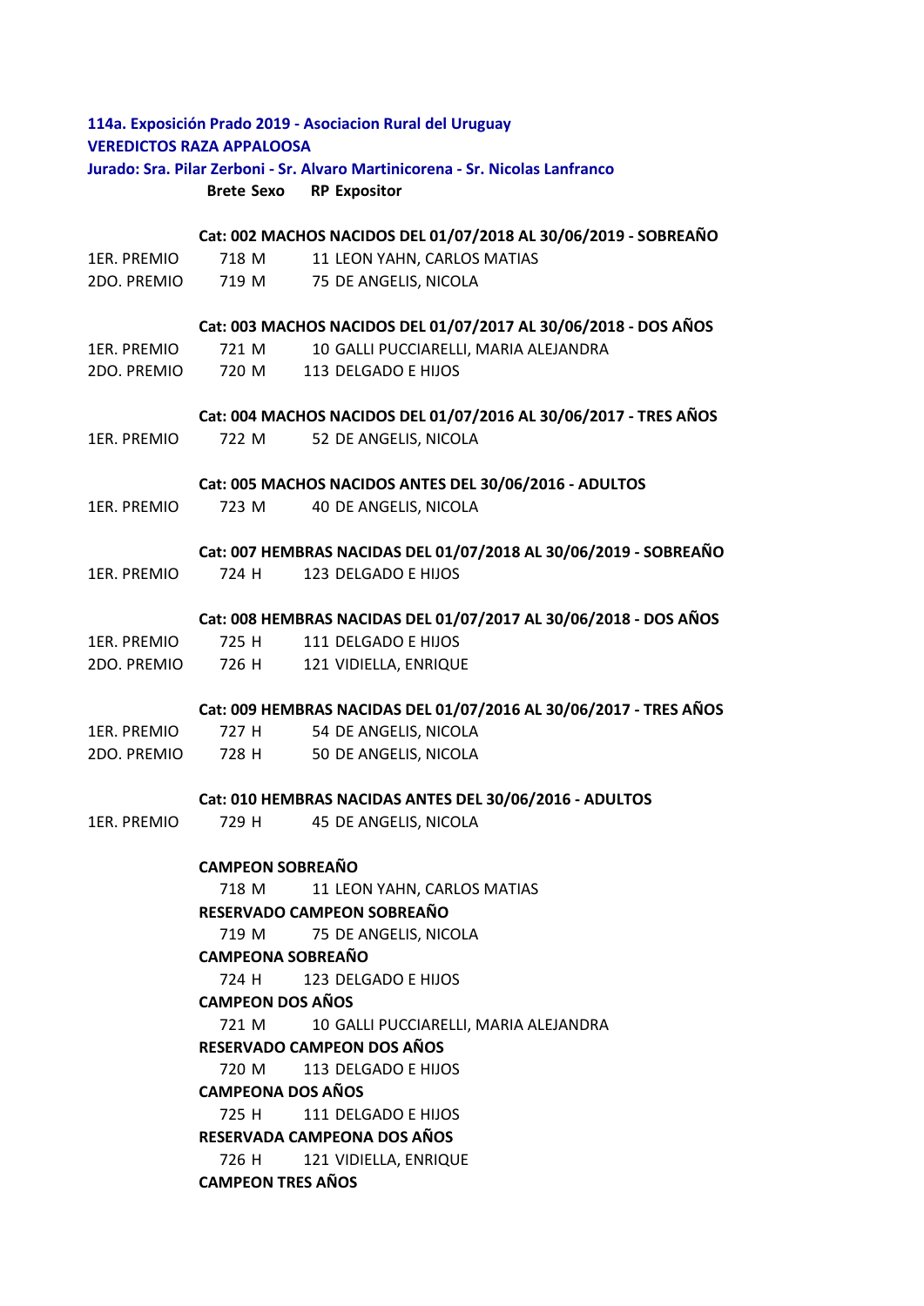**114a. Exposición Prado 2019 - Asociacion Rural del Uruguay**

**VEREDICTOS RAZA APPALOOSA**

**Jurado: Sra. Pilar Zerboni - Sr. Alvaro Martinicorena - Sr. Nicolas Lanfranco**

| | Brete | Sexo | RP | Expositor |
|---|---|---|---|---|
| | **Cat: 002 MACHOS NACIDOS DEL 01/07/2018 AL 30/06/2019 - SOBREAÑO** | | | |
| 1ER. PREMIO | 718 | M | 11 | LEON YAHN, CARLOS MATIAS |
| 2DO. PREMIO | 719 | M | 75 | DE ANGELIS, NICOLA |
| | **Cat: 003 MACHOS NACIDOS DEL 01/07/2017 AL 30/06/2018 - DOS AÑOS** | | | |
| 1ER. PREMIO | 721 | M | 10 | GALLI PUCCIARELLI, MARIA ALEJANDRA |
| 2DO. PREMIO | 720 | M | 113 | DELGADO E HIJOS |
| | **Cat: 004 MACHOS NACIDOS DEL 01/07/2016 AL 30/06/2017 - TRES AÑOS** | | | |
| 1ER. PREMIO | 722 | M | 52 | DE ANGELIS, NICOLA |
| | **Cat: 005 MACHOS NACIDOS ANTES DEL 30/06/2016 - ADULTOS** | | | |
| 1ER. PREMIO | 723 | M | 40 | DE ANGELIS, NICOLA |
| | **Cat: 007 HEMBRAS NACIDAS DEL 01/07/2018 AL 30/06/2019 - SOBREAÑO** | | | |
| 1ER. PREMIO | 724 | H | 123 | DELGADO E HIJOS |
| | **Cat: 008 HEMBRAS NACIDAS DEL 01/07/2017 AL 30/06/2018 - DOS AÑOS** | | | |
| 1ER. PREMIO | 725 | H | 111 | DELGADO E HIJOS |
| 2DO. PREMIO | 726 | H | 121 | VIDIELLA, ENRIQUE |
| | **Cat: 009 HEMBRAS NACIDAS DEL 01/07/2016 AL 30/06/2017 - TRES AÑOS** | | | |
| 1ER. PREMIO | 727 | H | 54 | DE ANGELIS, NICOLA |
| 2DO. PREMIO | 728 | H | 50 | DE ANGELIS, NICOLA |
| | **Cat: 010 HEMBRAS NACIDAS ANTES DEL 30/06/2016 - ADULTOS** | | | |
| 1ER. PREMIO | 729 | H | 45 | DE ANGELIS, NICOLA |

**CAMPEON SOBREAÑO**

718 M 11 LEON YAHN, CARLOS MATIAS

**RESERVADO CAMPEON SOBREAÑO**

719 M 75 DE ANGELIS, NICOLA

**CAMPEONA SOBREAÑO**

724 H 123 DELGADO E HIJOS

**CAMPEON DOS AÑOS**

721 M 10 GALLI PUCCIARELLI, MARIA ALEJANDRA

**RESERVADO CAMPEON DOS AÑOS**

720 M 113 DELGADO E HIJOS

**CAMPEONA DOS AÑOS**

725 H 111 DELGADO E HIJOS

**RESERVADA CAMPEONA DOS AÑOS**

726 H 121 VIDIELLA, ENRIQUE

**CAMPEON TRES AÑOS**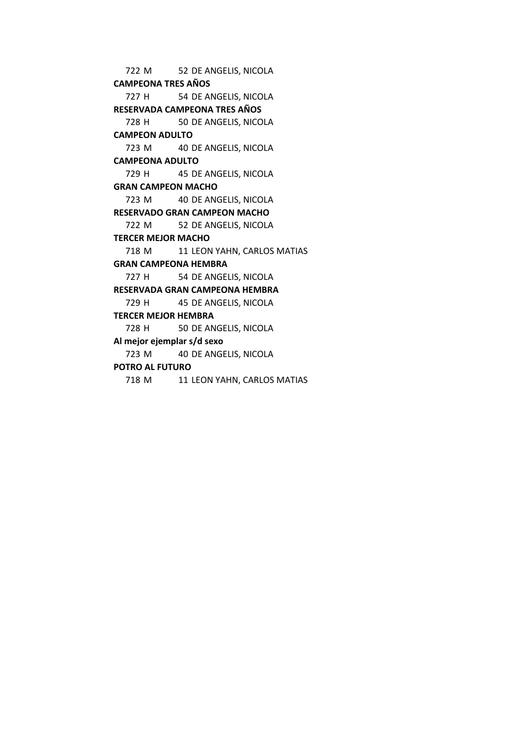722 M 52 DE ANGELIS, NICOLA

**CAMPEONA TRES AÑOS**

727 H 54 DE ANGELIS, NICOLA

**RESERVADA CAMPEONA TRES AÑOS**

728 H 50 DE ANGELIS, NICOLA

**CAMPEON ADULTO**

723 M 40 DE ANGELIS, NICOLA

**CAMPEONA ADULTO**

729 H 45 DE ANGELIS, NICOLA

**GRAN CAMPEON MACHO**

723 M 40 DE ANGELIS, NICOLA

**RESERVADO GRAN CAMPEON MACHO**

722 M 52 DE ANGELIS, NICOLA

**TERCER MEJOR MACHO**

718 M 11 LEON YAHN, CARLOS MATIAS

**GRAN CAMPEONA HEMBRA**

727 H 54 DE ANGELIS, NICOLA

**RESERVADA GRAN CAMPEONA HEMBRA**

729 H 45 DE ANGELIS, NICOLA

**TERCER MEJOR HEMBRA**

728 H 50 DE ANGELIS, NICOLA

**Al mejor ejemplar s/d sexo**

723 M 40 DE ANGELIS, NICOLA

**POTRO AL FUTURO**

718 M 11 LEON YAHN, CARLOS MATIAS